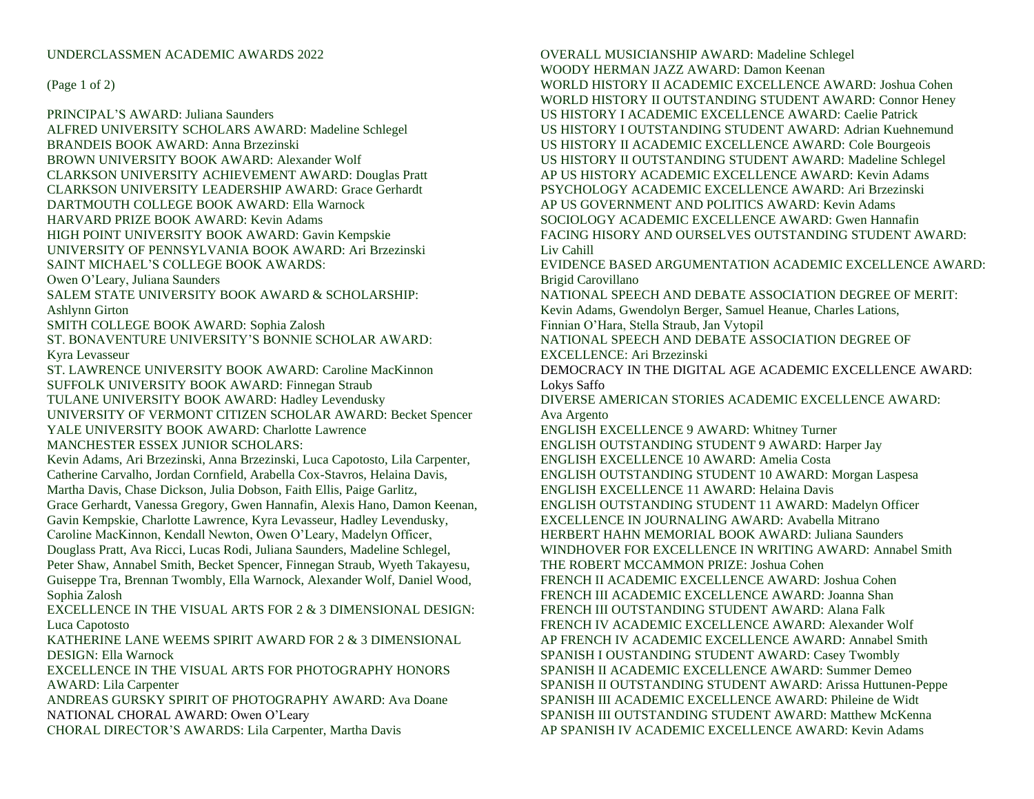# UNDERCLASSMEN ACADEMIC AWARDS 2022

(Page 1 of 2)

PRINCIPAL'S AWARD: Juliana Saunders
ALFRED UNIVERSITY SCHOLARS AWARD: Madeline Schlegel
BRANDEIS BOOK AWARD: Anna Brzezinski
BROWN UNIVERSITY BOOK AWARD: Alexander Wolf
CLARKSON UNIVERSITY ACHIEVEMENT AWARD: Douglas Pratt
CLARKSON UNIVERSITY LEADERSHIP AWARD: Grace Gerhardt
DARTMOUTH COLLEGE BOOK AWARD: Ella Warnock
HARVARD PRIZE BOOK AWARD: Kevin Adams
HIGH POINT UNIVERSITY BOOK AWARD: Gavin Kempskie
UNIVERSITY OF PENNSYLVANIA BOOK AWARD: Ari Brzezinski
SAINT MICHAEL'S COLLEGE BOOK AWARDS:
Owen O'Leary, Juliana Saunders
SALEM STATE UNIVERSITY BOOK AWARD & SCHOLARSHIP:
Ashlynn Girton
SMITH COLLEGE BOOK AWARD: Sophia Zalosh
ST. BONAVENTURE UNIVERSITY'S BONNIE SCHOLAR AWARD:
Kyra Levasseur
ST. LAWRENCE UNIVERSITY BOOK AWARD: Caroline MacKinnon
SUFFOLK UNIVERSITY BOOK AWARD: Finnegan Straub
TULANE UNIVERSITY BOOK AWARD: Hadley Levendusky
UNIVERSITY OF VERMONT CITIZEN SCHOLAR AWARD: Becket Spencer
YALE UNIVERSITY BOOK AWARD: Charlotte Lawrence
MANCHESTER ESSEX JUNIOR SCHOLARS:
Kevin Adams, Ari Brzezinski, Anna Brzezinski, Luca Capotosto, Lila Carpenter, Catherine Carvalho, Jordan Cornfield, Arabella Cox-Stavros, Helaina Davis, Martha Davis, Chase Dickson, Julia Dobson, Faith Ellis, Paige Garlitz, Grace Gerhardt, Vanessa Gregory, Gwen Hannafin, Alexis Hano, Damon Keenan, Gavin Kempskie, Charlotte Lawrence, Kyra Levasseur, Hadley Levendusky, Caroline MacKinnon, Kendall Newton, Owen O'Leary, Madelyn Officer, Douglass Pratt, Ava Ricci, Lucas Rodi, Juliana Saunders, Madeline Schlegel, Peter Shaw, Annabel Smith, Becket Spencer, Finnegan Straub, Wyeth Takayesu, Guiseppe Tra, Brennan Twombly, Ella Warnock, Alexander Wolf, Daniel Wood, Sophia Zalosh
EXCELLENCE IN THE VISUAL ARTS FOR 2 & 3 DIMENSIONAL DESIGN:
Luca Capotosto
KATHERINE LANE WEEMS SPIRIT AWARD FOR 2 & 3 DIMENSIONAL DESIGN: Ella Warnock
EXCELLENCE IN THE VISUAL ARTS FOR PHOTOGRAPHY HONORS AWARD: Lila Carpenter
ANDREAS GURSKY SPIRIT OF PHOTOGRAPHY AWARD: Ava Doane
NATIONAL CHORAL AWARD: Owen O'Leary
CHORAL DIRECTOR'S AWARDS: Lila Carpenter, Martha Davis
OVERALL MUSICIANSHIP AWARD: Madeline Schlegel
WOODY HERMAN JAZZ AWARD: Damon Keenan
WORLD HISTORY II ACADEMIC EXCELLENCE AWARD: Joshua Cohen
WORLD HISTORY II OUTSTANDING STUDENT AWARD: Connor Heney
US HISTORY I ACADEMIC EXCELLENCE AWARD: Caelie Patrick
US HISTORY I OUTSTANDING STUDENT AWARD: Adrian Kuehnemund
US HISTORY II ACADEMIC EXCELLENCE AWARD: Cole Bourgeois
US HISTORY II OUTSTANDING STUDENT AWARD: Madeline Schlegel
AP US HISTORY ACADEMIC EXCELLENCE AWARD: Kevin Adams
PSYCHOLOGY ACADEMIC EXCELLENCE AWARD: Ari Brzezinski
AP US GOVERNMENT AND POLITICS AWARD: Kevin Adams
SOCIOLOGY ACADEMIC EXCELLENCE AWARD: Gwen Hannafin
FACING HISORY AND OURSELVES OUTSTANDING STUDENT AWARD:
Liv Cahill
EVIDENCE BASED ARGUMENTATION ACADEMIC EXCELLENCE AWARD:
Brigid Carovillano
NATIONAL SPEECH AND DEBATE ASSOCIATION DEGREE OF MERIT:
Kevin Adams, Gwendolyn Berger, Samuel Heanue, Charles Lations, Finnian O'Hara, Stella Straub, Jan Vytopil
NATIONAL SPEECH AND DEBATE ASSOCIATION DEGREE OF EXCELLENCE: Ari Brzezinski
DEMOCRACY IN THE DIGITAL AGE ACADEMIC EXCELLENCE AWARD:
Lokys Saffo
DIVERSE AMERICAN STORIES ACADEMIC EXCELLENCE AWARD:
Ava Argento
ENGLISH EXCELLENCE 9 AWARD: Whitney Turner
ENGLISH OUTSTANDING STUDENT 9 AWARD: Harper Jay
ENGLISH EXCELLENCE 10 AWARD: Amelia Costa
ENGLISH OUTSTANDING STUDENT 10 AWARD: Morgan Laspesa
ENGLISH EXCELLENCE 11 AWARD: Helaina Davis
ENGLISH OUTSTANDING STUDENT 11 AWARD: Madelyn Officer
EXCELLENCE IN JOURNALING AWARD: Avabella Mitrano
HERBERT HAHN MEMORIAL BOOK AWARD: Juliana Saunders
WINDHOVER FOR EXCELLENCE IN WRITING AWARD: Annabel Smith
THE ROBERT MCCAMMON PRIZE: Joshua Cohen
FRENCH II ACADEMIC EXCELLENCE AWARD: Joshua Cohen
FRENCH III ACADEMIC EXCELLENCE AWARD: Joanna Shan
FRENCH III OUTSTANDING STUDENT AWARD: Alana Falk
FRENCH IV ACADEMIC EXCELLENCE AWARD: Alexander Wolf
AP FRENCH IV ACADEMIC EXCELLENCE AWARD: Annabel Smith
SPANISH I OUSTANDING STUDENT AWARD: Casey Twombly
SPANISH II ACADEMIC EXCELLENCE AWARD: Summer Demeo
SPANISH II OUTSTANDING STUDENT AWARD: Arissa Huttunen-Peppe
SPANISH III ACADEMIC EXCELLENCE AWARD: Phileine de Widt
SPANISH III OUTSTANDING STUDENT AWARD: Matthew McKenna
AP SPANISH IV ACADEMIC EXCELLENCE AWARD: Kevin Adams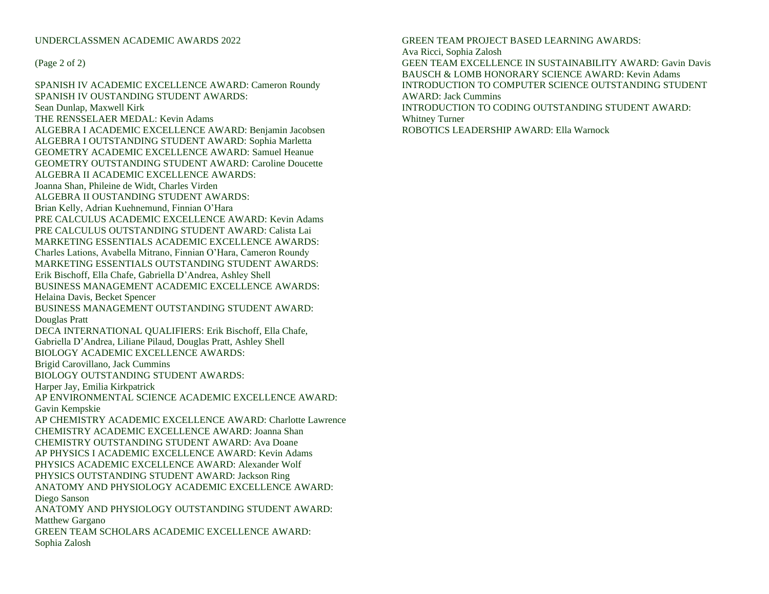# UNDERCLASSMEN ACADEMIC AWARDS 2022

SPANISH IV ACADEMIC EXCELLENCE AWARD: Cameron Roundy
SPANISH IV OUSTANDING STUDENT AWARDS:
Sean Dunlap, Maxwell Kirk
THE RENSSELAER MEDAL: Kevin Adams
ALGEBRA I ACADEMIC EXCELLENCE AWARD: Benjamin Jacobsen
ALGEBRA I OUTSTANDING STUDENT AWARD: Sophia Marletta
GEOMETRY ACADEMIC EXCELLENCE AWARD: Samuel Heanue
GEOMETRY OUTSTANDING STUDENT AWARD: Caroline Doucette
ALGEBRA II ACADEMIC EXCELLENCE AWARDS:
Joanna Shan, Phileine de Widt, Charles Virden
ALGEBRA II OUSTANDING STUDENT AWARDS:
Brian Kelly, Adrian Kuehnemund, Finnian O'Hara
PRE CALCULUS ACADEMIC EXCELLENCE AWARD: Kevin Adams
PRE CALCULUS OUTSTANDING STUDENT AWARD: Calista Lai
MARKETING ESSENTIALS ACADEMIC EXCELLENCE AWARDS:
Charles Lations, Avabella Mitrano, Finnian O'Hara, Cameron Roundy
MARKETING ESSENTIALS OUTSTANDING STUDENT AWARDS:
Erik Bischoff, Ella Chafe, Gabriella D'Andrea, Ashley Shell
BUSINESS MANAGEMENT ACADEMIC EXCELLENCE AWARDS:
Helaina Davis, Becket Spencer
BUSINESS MANAGEMENT OUTSTANDING STUDENT AWARD:
Douglas Pratt
DECA INTERNATIONAL QUALIFIERS: Erik Bischoff, Ella Chafe,
Gabriella D'Andrea, Liliane Pilaud, Douglas Pratt, Ashley Shell
BIOLOGY ACADEMIC EXCELLENCE AWARDS:
Brigid Carovillano, Jack Cummins
BIOLOGY OUTSTANDING STUDENT AWARDS:
Harper Jay, Emilia Kirkpatrick
AP ENVIRONMENTAL SCIENCE ACADEMIC EXCELLENCE AWARD:
Gavin Kempskie
AP CHEMISTRY ACADEMIC EXCELLENCE AWARD: Charlotte Lawrence
CHEMISTRY ACADEMIC EXCELLENCE AWARD: Joanna Shan
CHEMISTRY OUTSTANDING STUDENT AWARD: Ava Doane
AP PHYSICS I ACADEMIC EXCELLENCE AWARD: Kevin Adams
PHYSICS ACADEMIC EXCELLENCE AWARD: Alexander Wolf
PHYSICS OUTSTANDING STUDENT AWARD: Jackson Ring
ANATOMY AND PHYSIOLOGY ACADEMIC EXCELLENCE AWARD:
Diego Sanson
ANATOMY AND PHYSIOLOGY OUTSTANDING STUDENT AWARD:
Matthew Gargano
GREEN TEAM SCHOLARS ACADEMIC EXCELLENCE AWARD:
Sophia Zalosh
GREEN TEAM PROJECT BASED LEARNING AWARDS:
Ava Ricci, Sophia Zalosh
GEEN TEAM EXCELLENCE IN SUSTAINABILITY AWARD: Gavin Davis
BAUSCH & LOMB HONORARY SCIENCE AWARD: Kevin Adams
INTRODUCTION TO COMPUTER SCIENCE OUTSTANDING STUDENT AWARD: Jack Cummins
INTRODUCTION TO CODING OUTSTANDING STUDENT AWARD:
Whitney Turner
ROBOTICS LEADERSHIP AWARD: Ella Warnock